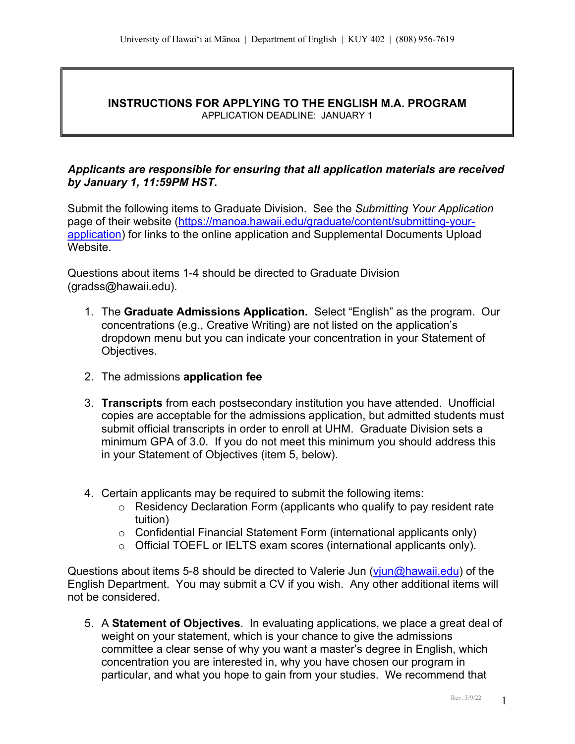# INSTRUCTIONS FOR APPLYING TO THE ENGLISH M.A. PROGRAM

APPLICATION DEADLINE: JANUARY 1

***Applicants are responsible for ensuring that all application materials are received by January 1, 11:59PM HST.***

Submit the following items to Graduate Division. See the *Submitting Your Application* page of their website (https://manoa.hawaii.edu/graduate/content/submitting-your-application) for links to the online application and Supplemental Documents Upload Website.

Questions about items 1-4 should be directed to Graduate Division (gradss@hawaii.edu).

1. The **Graduate Admissions Application.** Select "English" as the program. Our concentrations (e.g., Creative Writing) are not listed on the application's dropdown menu but you can indicate your concentration in your Statement of Objectives.

2. The admissions **application fee**

3. **Transcripts** from each postsecondary institution you have attended. Unofficial copies are acceptable for the admissions application, but admitted students must submit official transcripts in order to enroll at UHM. Graduate Division sets a minimum GPA of 3.0. If you do not meet this minimum you should address this in your Statement of Objectives (item 5, below).

4. Certain applicants may be required to submit the following items:
   - Residency Declaration Form (applicants who qualify to pay resident rate tuition)
   - Confidential Financial Statement Form (international applicants only)
   - Official TOEFL or IELTS exam scores (international applicants only).

Questions about items 5-8 should be directed to Valerie Jun (vjun@hawaii.edu) of the English Department. You may submit a CV if you wish. Any other additional items will not be considered.

5. A **Statement of Objectives**. In evaluating applications, we place a great deal of weight on your statement, which is your chance to give the admissions committee a clear sense of why you want a master's degree in English, which concentration you are interested in, why you have chosen our program in particular, and what you hope to gain from your studies. We recommend that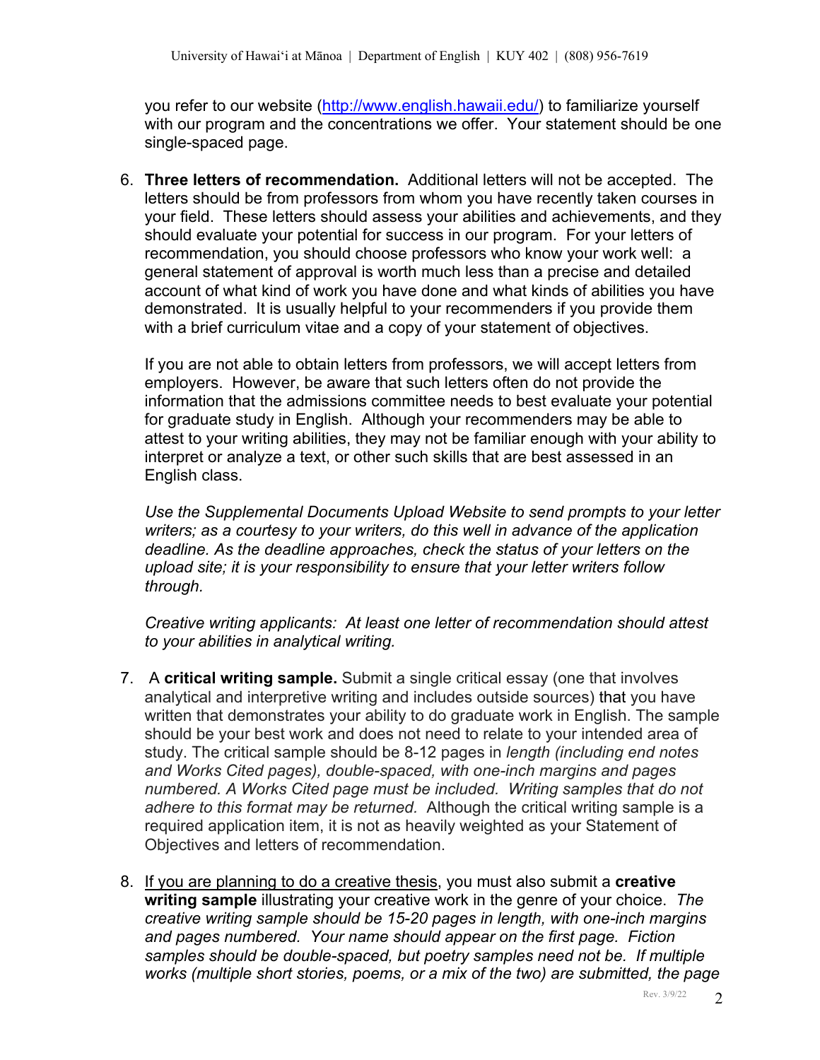you refer to our website (http://www.english.hawaii.edu/) to familiarize yourself with our program and the concentrations we offer. Your statement should be one single-spaced page.

6. **Three letters of recommendation.** Additional letters will not be accepted. The letters should be from professors from whom you have recently taken courses in your field. These letters should assess your abilities and achievements, and they should evaluate your potential for success in our program. For your letters of recommendation, you should choose professors who know your work well: a general statement of approval is worth much less than a precise and detailed account of what kind of work you have done and what kinds of abilities you have demonstrated. It is usually helpful to your recommenders if you provide them with a brief curriculum vitae and a copy of your statement of objectives.

   If you are not able to obtain letters from professors, we will accept letters from employers. However, be aware that such letters often do not provide the information that the admissions committee needs to best evaluate your potential for graduate study in English. Although your recommenders may be able to attest to your writing abilities, they may not be familiar enough with your ability to interpret or analyze a text, or other such skills that are best assessed in an English class.

   *Use the Supplemental Documents Upload Website to send prompts to your letter writers; as a courtesy to your writers, do this well in advance of the application deadline. As the deadline approaches, check the status of your letters on the upload site; it is your responsibility to ensure that your letter writers follow through.*

   *Creative writing applicants: At least one letter of recommendation should attest to your abilities in analytical writing.*

7. A **critical writing sample.** Submit a single critical essay (one that involves analytical and interpretive writing and includes outside sources) that you have written that demonstrates your ability to do graduate work in English. The sample should be your best work and does not need to relate to your intended area of study. The critical sample should be 8-12 pages in *length (including end notes and Works Cited pages), double-spaced, with one-inch margins and pages numbered. A Works Cited page must be included. Writing samples that do not adhere to this format may be returned.* Although the critical writing sample is a required application item, it is not as heavily weighted as your Statement of Objectives and letters of recommendation.

8. <u>If you are planning to do a creative thesis</u>, you must also submit a **creative writing sample** illustrating your creative work in the genre of your choice. *The creative writing sample should be 15-20 pages in length, with one-inch margins and pages numbered. Your name should appear on the first page. Fiction samples should be double-spaced, but poetry samples need not be. If multiple works (multiple short stories, poems, or a mix of the two) are submitted, the page*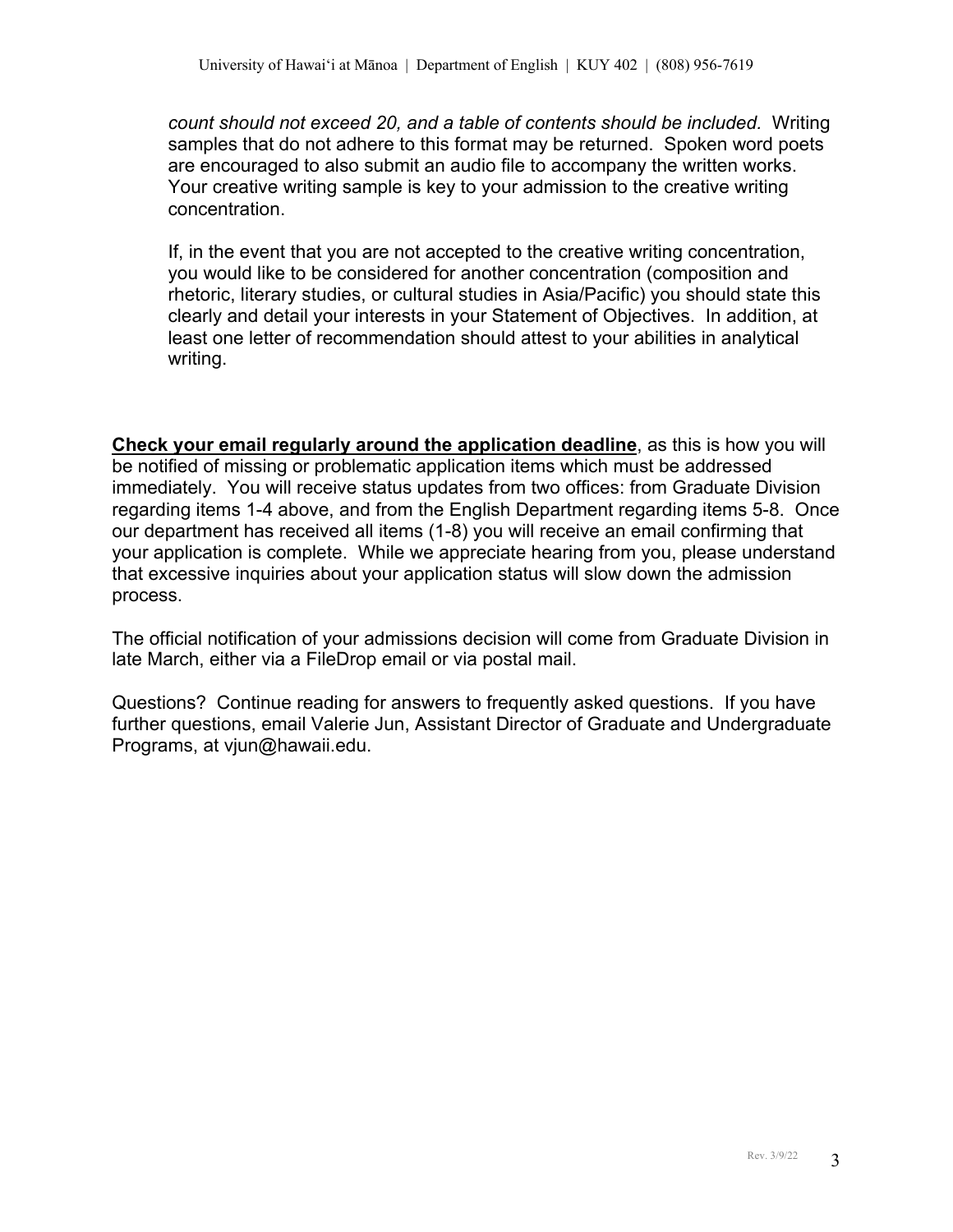*count should not exceed 20, and a table of contents should be included.* Writing samples that do not adhere to this format may be returned. Spoken word poets are encouraged to also submit an audio file to accompany the written works. Your creative writing sample is key to your admission to the creative writing concentration.

If, in the event that you are not accepted to the creative writing concentration, you would like to be considered for another concentration (composition and rhetoric, literary studies, or cultural studies in Asia/Pacific) you should state this clearly and detail your interests in your Statement of Objectives. In addition, at least one letter of recommendation should attest to your abilities in analytical writing.

**<u>Check your email regularly around the application deadline</u>**, as this is how you will be notified of missing or problematic application items which must be addressed immediately. You will receive status updates from two offices: from Graduate Division regarding items 1-4 above, and from the English Department regarding items 5-8. Once our department has received all items (1-8) you will receive an email confirming that your application is complete. While we appreciate hearing from you, please understand that excessive inquiries about your application status will slow down the admission process.

The official notification of your admissions decision will come from Graduate Division in late March, either via a FileDrop email or via postal mail.

Questions? Continue reading for answers to frequently asked questions. If you have further questions, email Valerie Jun, Assistant Director of Graduate and Undergraduate Programs, at vjun@hawaii.edu.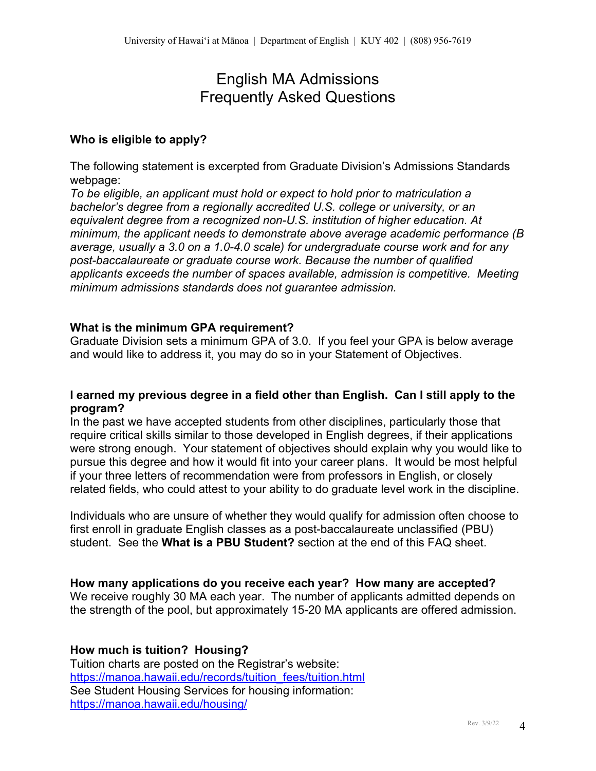# English MA Admissions
# Frequently Asked Questions

**Who is eligible to apply?**

The following statement is excerpted from Graduate Division's Admissions Standards webpage:
*To be eligible, an applicant must hold or expect to hold prior to matriculation a bachelor's degree from a regionally accredited U.S. college or university, or an equivalent degree from a recognized non-U.S. institution of higher education. At minimum, the applicant needs to demonstrate above average academic performance (B average, usually a 3.0 on a 1.0-4.0 scale) for undergraduate course work and for any post-baccalaureate or graduate course work. Because the number of qualified applicants exceeds the number of spaces available, admission is competitive. Meeting minimum admissions standards does not guarantee admission.*

**What is the minimum GPA requirement?**
Graduate Division sets a minimum GPA of 3.0. If you feel your GPA is below average and would like to address it, you may do so in your Statement of Objectives.

**I earned my previous degree in a field other than English. Can I still apply to the program?**
In the past we have accepted students from other disciplines, particularly those that require critical skills similar to those developed in English degrees, if their applications were strong enough. Your statement of objectives should explain why you would like to pursue this degree and how it would fit into your career plans. It would be most helpful if your three letters of recommendation were from professors in English, or closely related fields, who could attest to your ability to do graduate level work in the discipline.

Individuals who are unsure of whether they would qualify for admission often choose to first enroll in graduate English classes as a post-baccalaureate unclassified (PBU) student. See the **What is a PBU Student?** section at the end of this FAQ sheet.

**How many applications do you receive each year? How many are accepted?**
We receive roughly 30 MA each year. The number of applicants admitted depends on the strength of the pool, but approximately 15-20 MA applicants are offered admission.

**How much is tuition? Housing?**
Tuition charts are posted on the Registrar's website:
https://manoa.hawaii.edu/records/tuition_fees/tuition.html
See Student Housing Services for housing information:
https://manoa.hawaii.edu/housing/

Rev. 3/9/22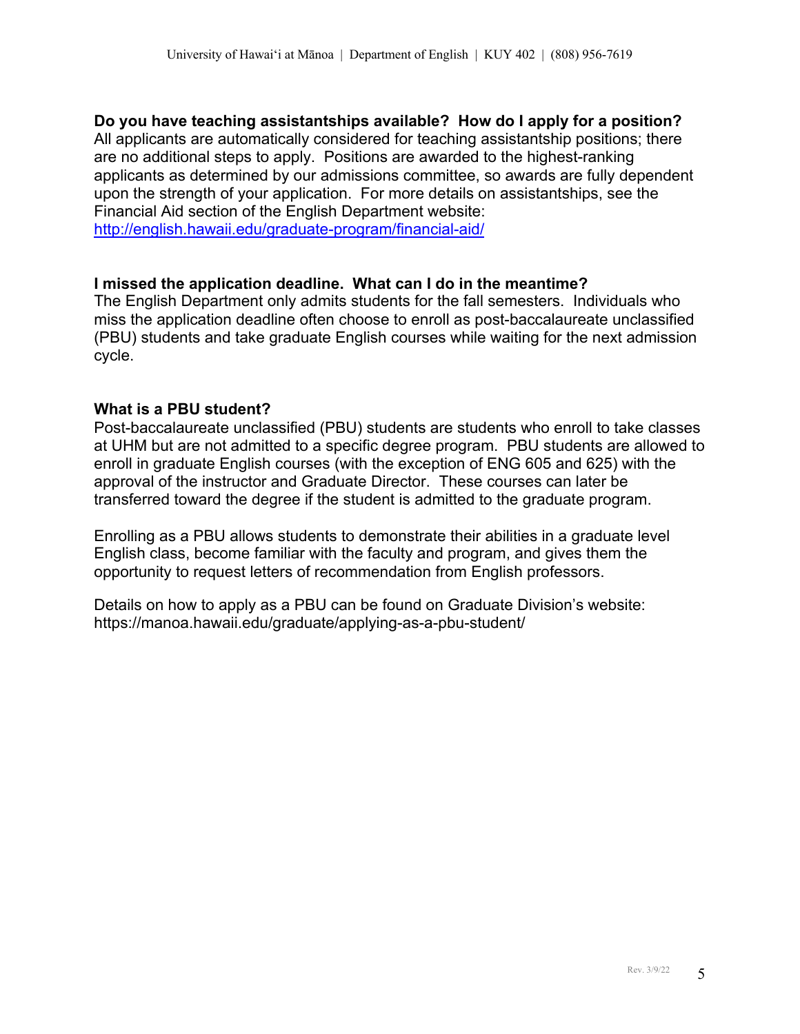**Do you have teaching assistantships available? How do I apply for a position?**
All applicants are automatically considered for teaching assistantship positions; there are no additional steps to apply. Positions are awarded to the highest-ranking applicants as determined by our admissions committee, so awards are fully dependent upon the strength of your application. For more details on assistantships, see the Financial Aid section of the English Department website:
[http://english.hawaii.edu/graduate-program/financial-aid/](http://english.hawaii.edu/graduate-program/financial-aid/)

**I missed the application deadline. What can I do in the meantime?**
The English Department only admits students for the fall semesters. Individuals who miss the application deadline often choose to enroll as post-baccalaureate unclassified (PBU) students and take graduate English courses while waiting for the next admission cycle.

**What is a PBU student?**
Post-baccalaureate unclassified (PBU) students are students who enroll to take classes at UHM but are not admitted to a specific degree program. PBU students are allowed to enroll in graduate English courses (with the exception of ENG 605 and 625) with the approval of the instructor and Graduate Director. These courses can later be transferred toward the degree if the student is admitted to the graduate program.

Enrolling as a PBU allows students to demonstrate their abilities in a graduate level English class, become familiar with the faculty and program, and gives them the opportunity to request letters of recommendation from English professors.

Details on how to apply as a PBU can be found on Graduate Division's website:
https://manoa.hawaii.edu/graduate/applying-as-a-pbu-student/